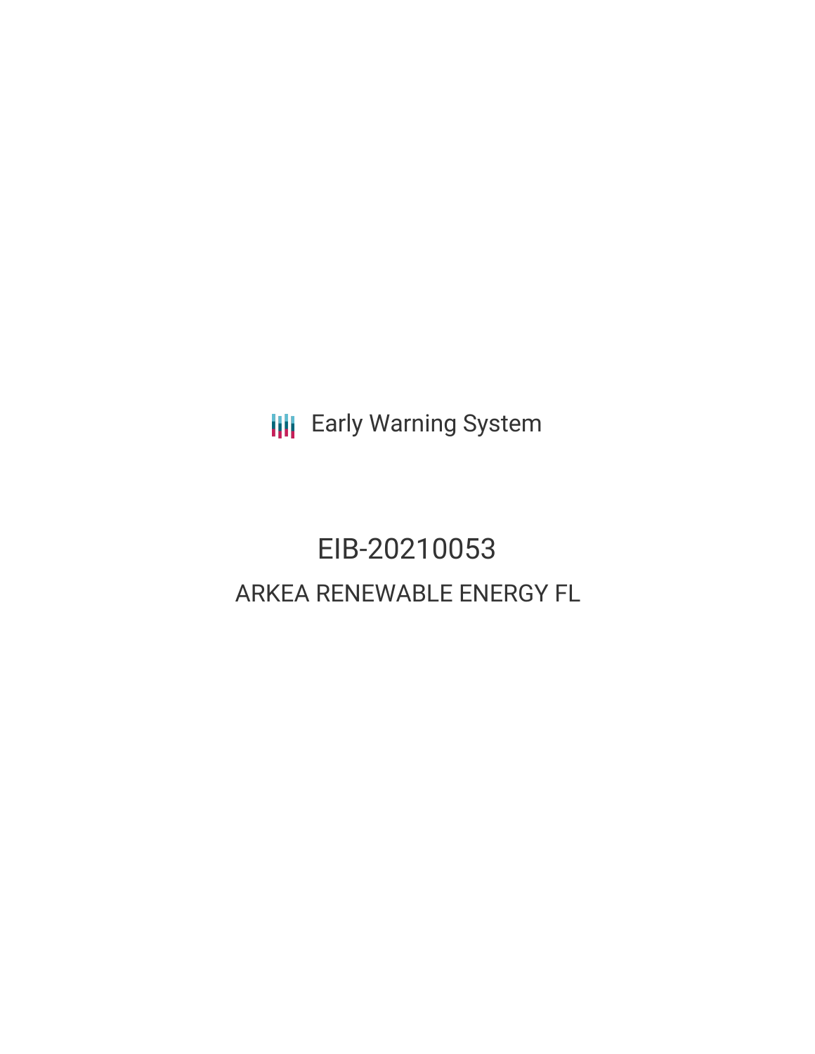Early Warning System

# EIB-20210053

## ARKEA RENEWABLE ENERGY FL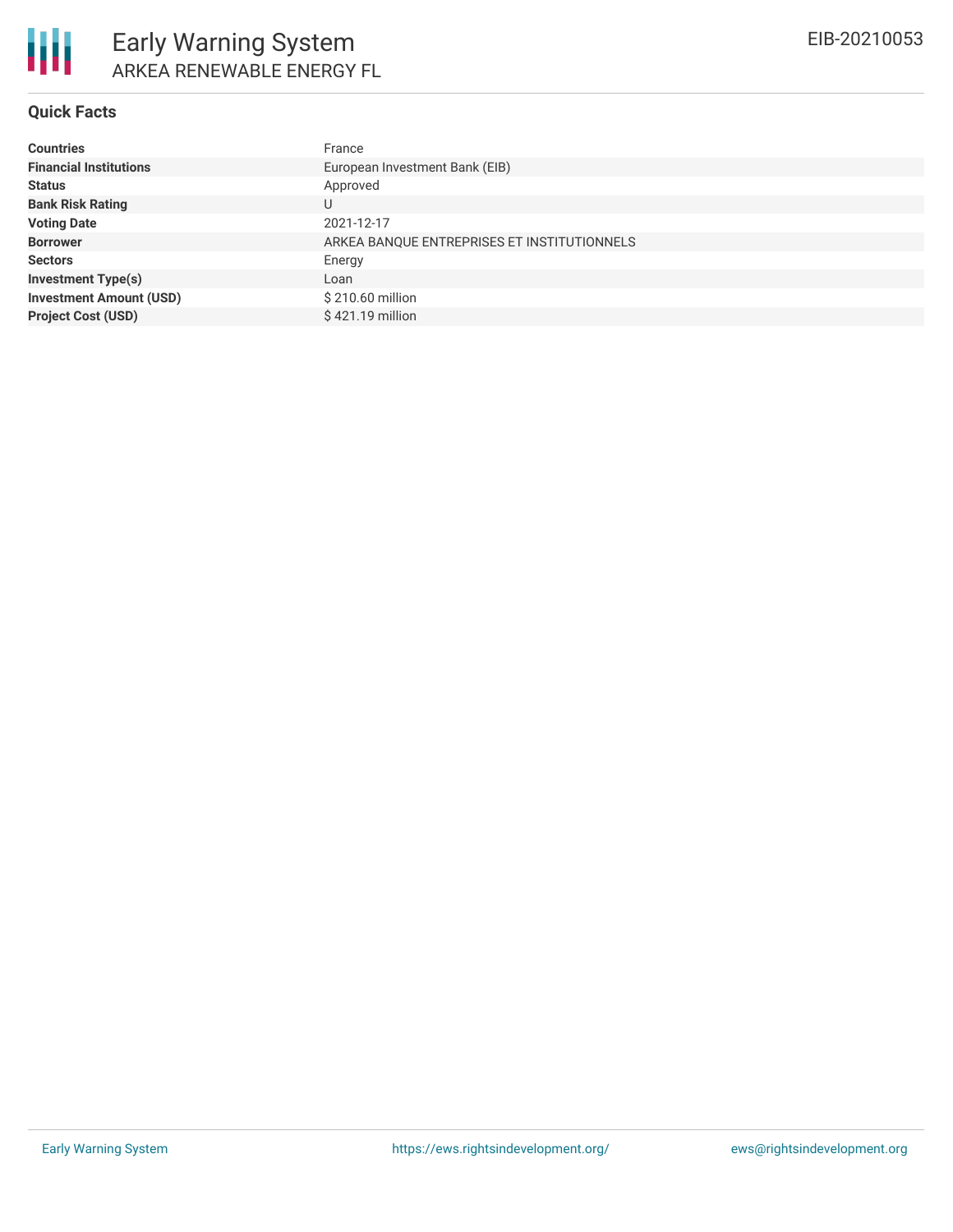# Early Warning System

ARKEA RENEWABLE ENERGY FL

EIB-20210053

## Quick Facts

| | |
|---|---|
| **Countries** | France |
| **Financial Institutions** | European Investment Bank (EIB) |
| **Status** | Approved |
| **Bank Risk Rating** | U |
| **Voting Date** | 2021-12-17 |
| **Borrower** | ARKEA BANQUE ENTREPRISES ET INSTITUTIONNELS |
| **Sectors** | Energy |
| **Investment Type(s)** | Loan |
| **Investment Amount (USD)** | $ 210.60 million |
| **Project Cost (USD)** | $ 421.19 million |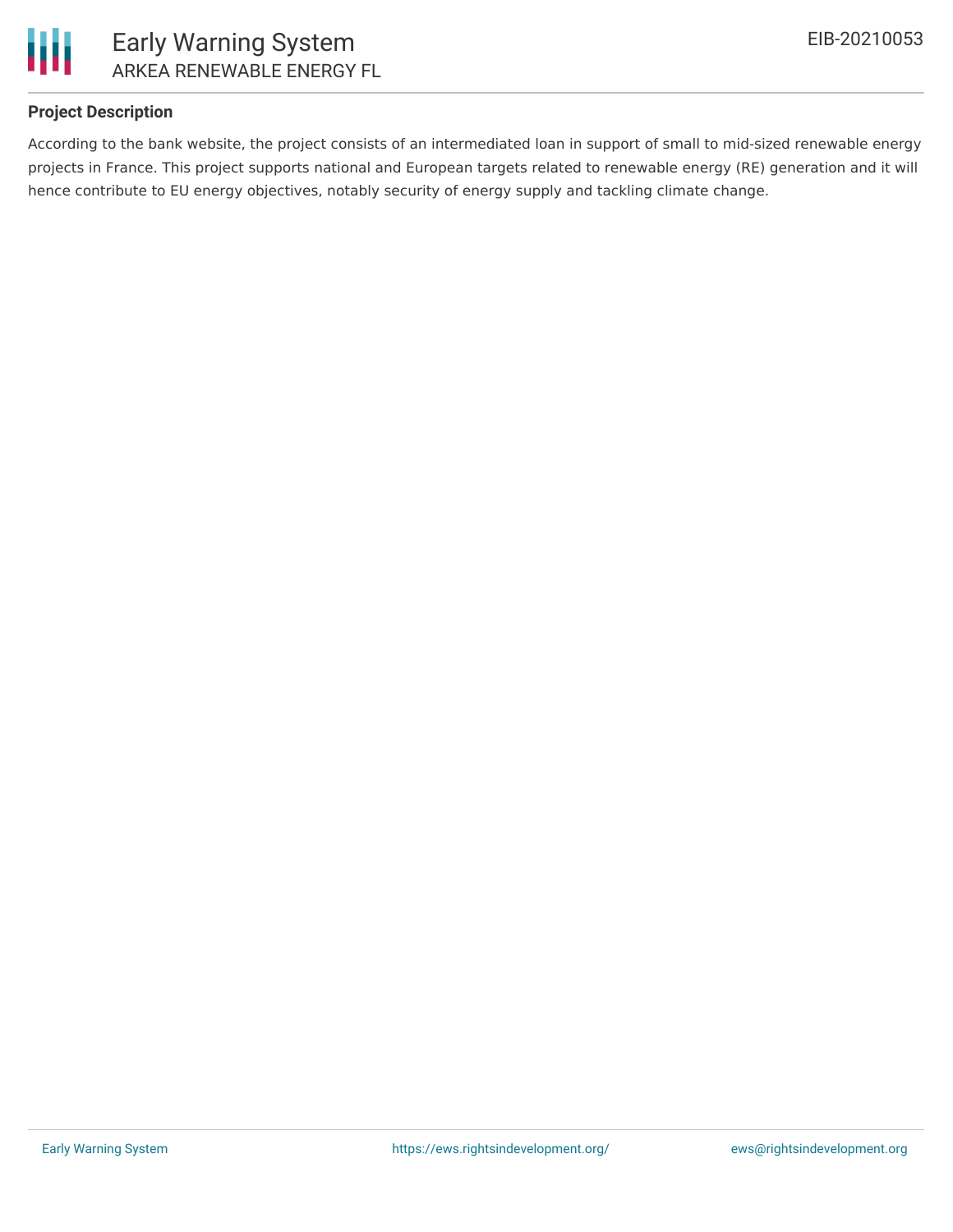**Project Description**

According to the bank website, the project consists of an intermediated loan in support of small to mid-sized renewable energy projects in France. This project supports national and European targets related to renewable energy (RE) generation and it will hence contribute to EU energy objectives, notably security of energy supply and tackling climate change.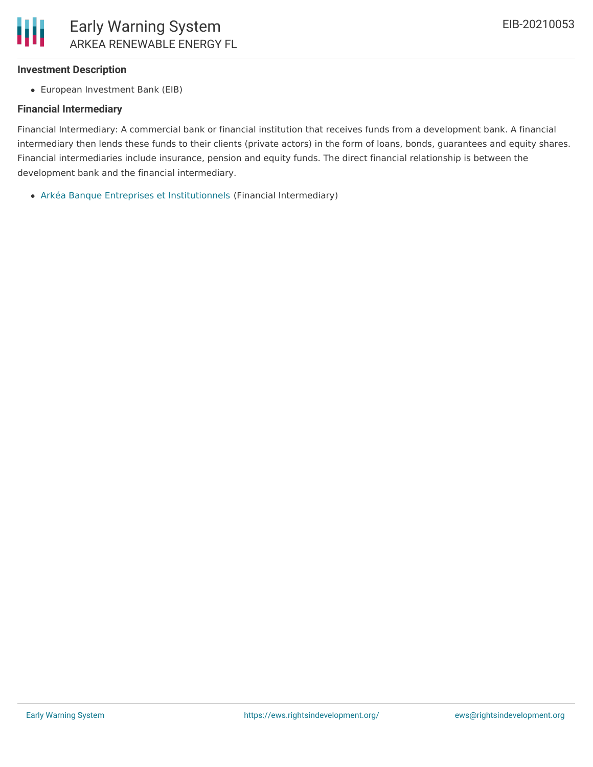### Investment Description

- European Investment Bank (EIB)

### Financial Intermediary

Financial Intermediary: A commercial bank or financial institution that receives funds from a development bank. A financial intermediary then lends these funds to their clients (private actors) in the form of loans, bonds, guarantees and equity shares. Financial intermediaries include insurance, pension and equity funds. The direct financial relationship is between the development bank and the financial intermediary.

- Arkéa Banque Entreprises et Institutionnels (Financial Intermediary)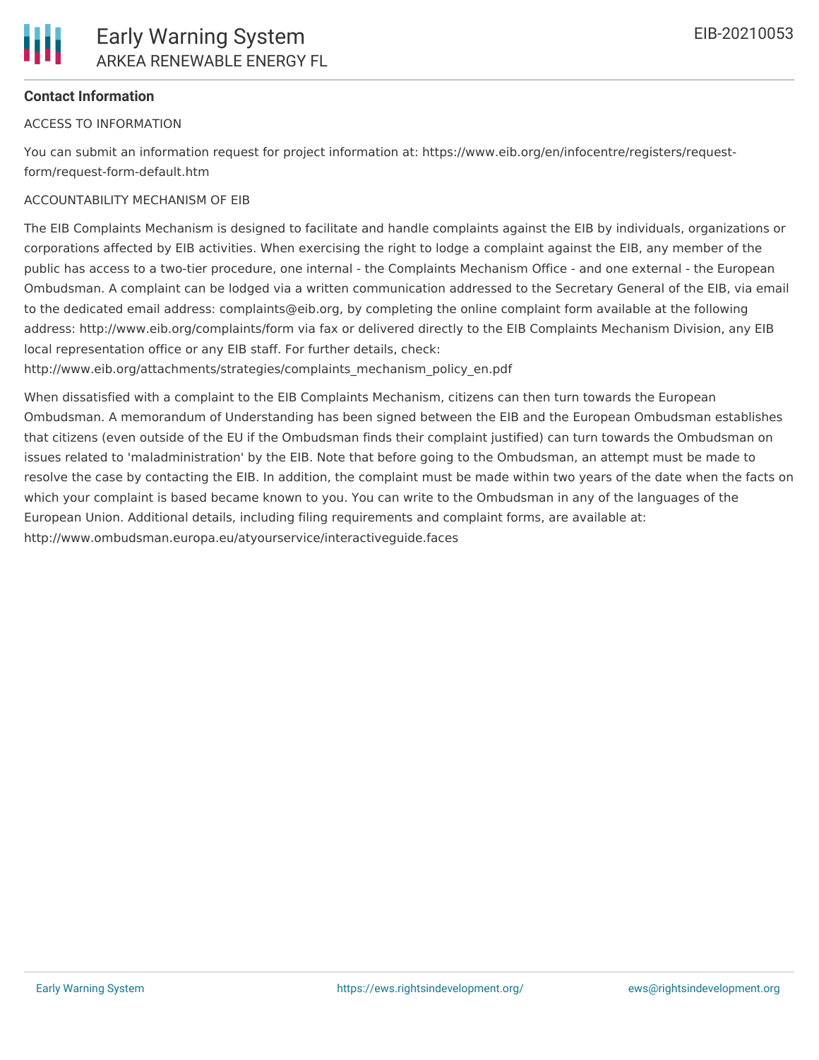**Contact Information**

ACCESS TO INFORMATION

You can submit an information request for project information at: https://www.eib.org/en/infocentre/registers/request-form/request-form-default.htm

ACCOUNTABILITY MECHANISM OF EIB

The EIB Complaints Mechanism is designed to facilitate and handle complaints against the EIB by individuals, organizations or corporations affected by EIB activities. When exercising the right to lodge a complaint against the EIB, any member of the public has access to a two-tier procedure, one internal - the Complaints Mechanism Office - and one external - the European Ombudsman. A complaint can be lodged via a written communication addressed to the Secretary General of the EIB, via email to the dedicated email address: complaints@eib.org, by completing the online complaint form available at the following address: http://www.eib.org/complaints/form via fax or delivered directly to the EIB Complaints Mechanism Division, any EIB local representation office or any EIB staff. For further details, check: http://www.eib.org/attachments/strategies/complaints_mechanism_policy_en.pdf

When dissatisfied with a complaint to the EIB Complaints Mechanism, citizens can then turn towards the European Ombudsman. A memorandum of Understanding has been signed between the EIB and the European Ombudsman establishes that citizens (even outside of the EU if the Ombudsman finds their complaint justified) can turn towards the Ombudsman on issues related to 'maladministration' by the EIB. Note that before going to the Ombudsman, an attempt must be made to resolve the case by contacting the EIB. In addition, the complaint must be made within two years of the date when the facts on which your complaint is based became known to you. You can write to the Ombudsman in any of the languages of the European Union. Additional details, including filing requirements and complaint forms, are available at: http://www.ombudsman.europa.eu/atyourservice/interactiveguide.faces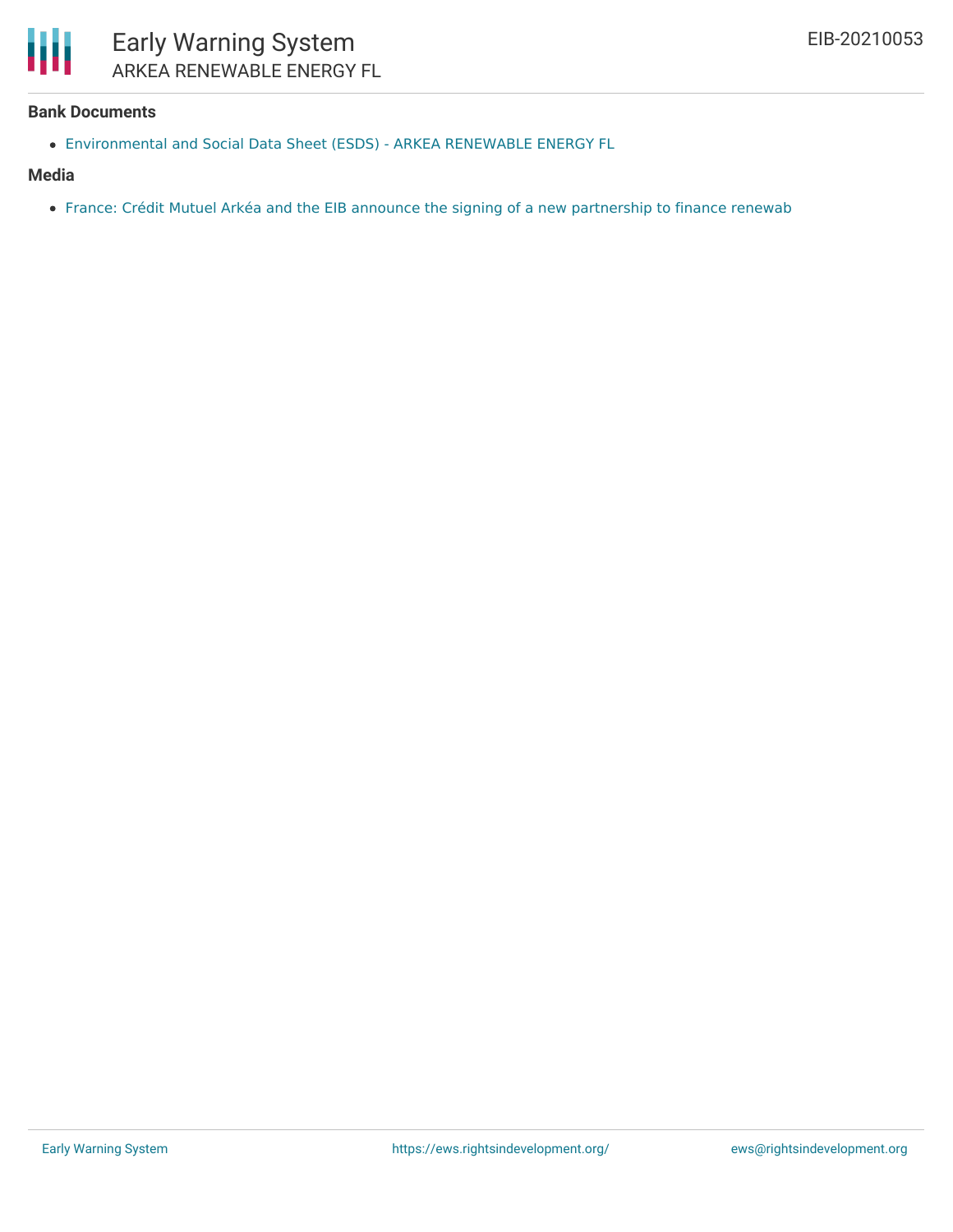**Bank Documents**

- Environmental and Social Data Sheet (ESDS) - ARKEA RENEWABLE ENERGY FL

**Media**

- France: Crédit Mutuel Arkéa and the EIB announce the signing of a new partnership to finance renewab